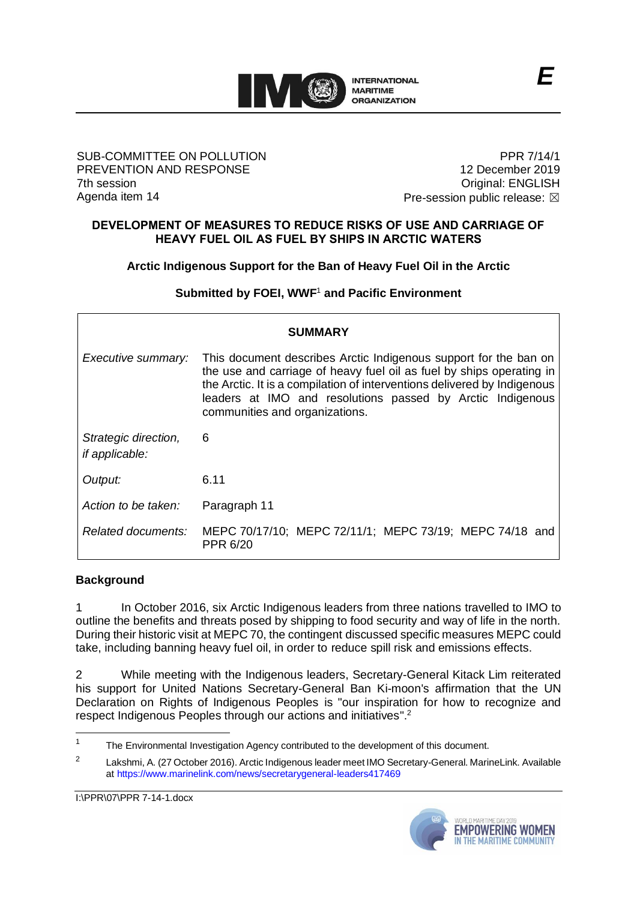SUB-COMMITTEE ON POLLUTION PREVENTION AND RESPONSE
7th session
Agenda item 14

PPR 7/14/1
12 December 2019
Original: ENGLISH
Pre-session public release: ☒

## DEVELOPMENT OF MEASURES TO REDUCE RISKS OF USE AND CARRIAGE OF HEAVY FUEL OIL AS FUEL BY SHIPS IN ARCTIC WATERS

### Arctic Indigenous Support for the Ban of Heavy Fuel Oil in the Arctic

**Submitted by FOEI, WWF[1] and Pacific Environment**

| SUMMARY | |
|---|---|
| *Executive summary:* | This document describes Arctic Indigenous support for the ban on the use and carriage of heavy fuel oil as fuel by ships operating in the Arctic. It is a compilation of interventions delivered by Indigenous leaders at IMO and resolutions passed by Arctic Indigenous communities and organizations. |
| *Strategic direction, if applicable:* | 6 |
| *Output:* | 6.11 |
| *Action to be taken:* | Paragraph 11 |
| *Related documents:* | MEPC 70/17/10; MEPC 72/11/1; MEPC 73/19; MEPC 74/18 and PPR 6/20 |

## Background

1 In October 2016, six Arctic Indigenous leaders from three nations travelled to IMO to outline the benefits and threats posed by shipping to food security and way of life in the north. During their historic visit at MEPC 70, the contingent discussed specific measures MEPC could take, including banning heavy fuel oil, in order to reduce spill risk and emissions effects.

2 While meeting with the Indigenous leaders, Secretary-General Kitack Lim reiterated his support for United Nations Secretary-General Ban Ki-moon's affirmation that the UN Declaration on Rights of Indigenous Peoples is "our inspiration for how to recognize and respect Indigenous Peoples through our actions and initiatives".[2]

---

[1] The Environmental Investigation Agency contributed to the development of this document.

[2] Lakshmi, A. (27 October 2016). Arctic Indigenous leader meet IMO Secretary-General. MarineLink. Available at https://www.marinelink.com/news/secretarygeneral-leaders417469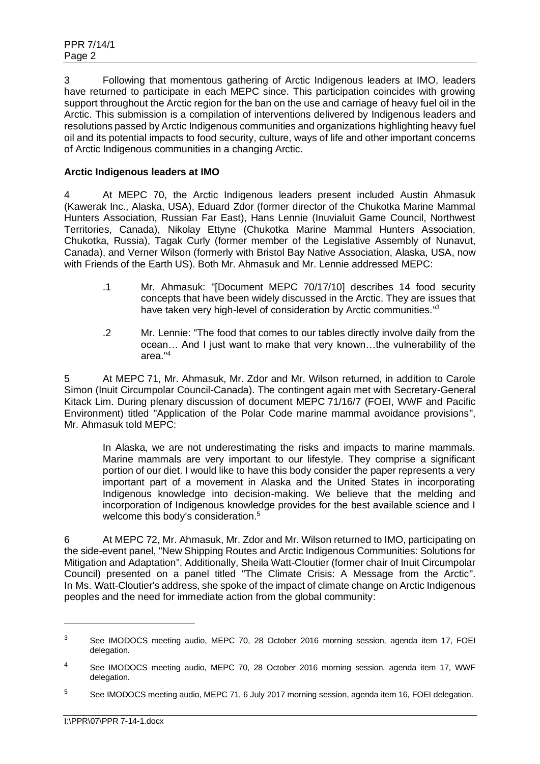3 Following that momentous gathering of Arctic Indigenous leaders at IMO, leaders have returned to participate in each MEPC since. This participation coincides with growing support throughout the Arctic region for the ban on the use and carriage of heavy fuel oil in the Arctic. This submission is a compilation of interventions delivered by Indigenous leaders and resolutions passed by Arctic Indigenous communities and organizations highlighting heavy fuel oil and its potential impacts to food security, culture, ways of life and other important concerns of Arctic Indigenous communities in a changing Arctic.

**Arctic Indigenous leaders at IMO**

4 At MEPC 70, the Arctic Indigenous leaders present included Austin Ahmasuk (Kawerak Inc., Alaska, USA), Eduard Zdor (former director of the Chukotka Marine Mammal Hunters Association, Russian Far East), Hans Lennie (Inuvialuit Game Council, Northwest Territories, Canada), Nikolay Ettyne (Chukotka Marine Mammal Hunters Association, Chukotka, Russia), Tagak Curly (former member of the Legislative Assembly of Nunavut, Canada), and Verner Wilson (formerly with Bristol Bay Native Association, Alaska, USA, now with Friends of the Earth US). Both Mr. Ahmasuk and Mr. Lennie addressed MEPC:

> .1 Mr. Ahmasuk: "[Document MEPC 70/17/10] describes 14 food security concepts that have been widely discussed in the Arctic. They are issues that have taken very high-level of consideration by Arctic communities."[3]
>
> .2 Mr. Lennie: "The food that comes to our tables directly involve daily from the ocean… And I just want to make that very known…the vulnerability of the area."[4]

5 At MEPC 71, Mr. Ahmasuk, Mr. Zdor and Mr. Wilson returned, in addition to Carole Simon (Inuit Circumpolar Council-Canada). The contingent again met with Secretary-General Kitack Lim. During plenary discussion of document MEPC 71/16/7 (FOEI, WWF and Pacific Environment) titled "Application of the Polar Code marine mammal avoidance provisions", Mr. Ahmasuk told MEPC:

> In Alaska, we are not underestimating the risks and impacts to marine mammals. Marine mammals are very important to our lifestyle. They comprise a significant portion of our diet. I would like to have this body consider the paper represents a very important part of a movement in Alaska and the United States in incorporating Indigenous knowledge into decision-making. We believe that the melding and incorporation of Indigenous knowledge provides for the best available science and I welcome this body's consideration.[5]

6 At MEPC 72, Mr. Ahmasuk, Mr. Zdor and Mr. Wilson returned to IMO, participating on the side-event panel, "New Shipping Routes and Arctic Indigenous Communities: Solutions for Mitigation and Adaptation". Additionally, Sheila Watt-Cloutier (former chair of Inuit Circumpolar Council) presented on a panel titled "The Climate Crisis: A Message from the Arctic". In Ms. Watt-Cloutier's address, she spoke of the impact of climate change on Arctic Indigenous peoples and the need for immediate action from the global community:

---

[3] See IMODOCS meeting audio, MEPC 70, 28 October 2016 morning session, agenda item 17, FOEI delegation.

[4] See IMODOCS meeting audio, MEPC 70, 28 October 2016 morning session, agenda item 17, WWF delegation.

[5] See IMODOCS meeting audio, MEPC 71, 6 July 2017 morning session, agenda item 16, FOEI delegation.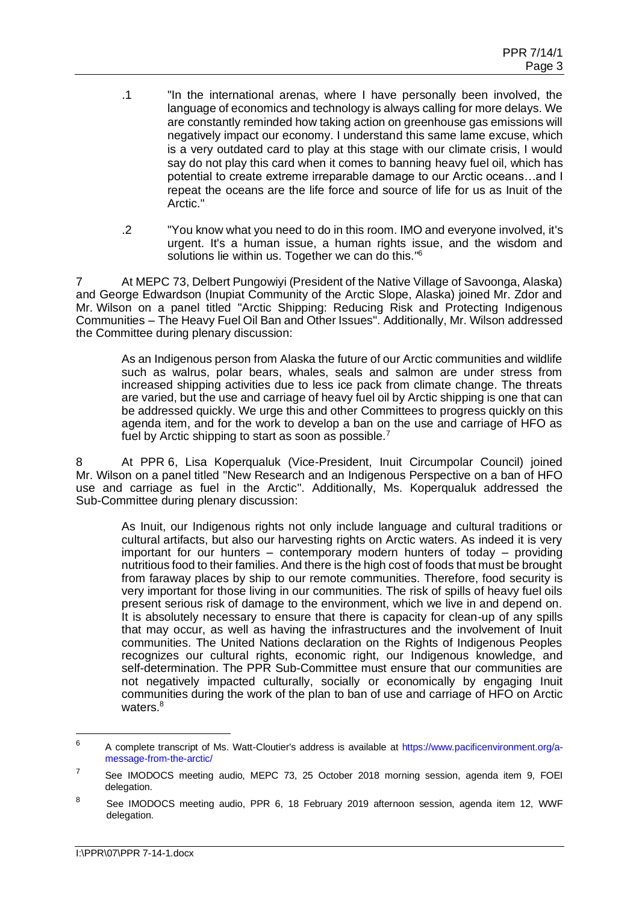.1 "In the international arenas, where I have personally been involved, the language of economics and technology is always calling for more delays. We are constantly reminded how taking action on greenhouse gas emissions will negatively impact our economy. I understand this same lame excuse, which is a very outdated card to play at this stage with our climate crisis, I would say do not play this card when it comes to banning heavy fuel oil, which has potential to create extreme irreparable damage to our Arctic oceans…and I repeat the oceans are the life force and source of life for us as Inuit of the Arctic."

.2 "You know what you need to do in this room. IMO and everyone involved, it's urgent. It's a human issue, a human rights issue, and the wisdom and solutions lie within us. Together we can do this."[6]

7 At MEPC 73, Delbert Pungowiyi (President of the Native Village of Savoonga, Alaska) and George Edwardson (Inupiat Community of the Arctic Slope, Alaska) joined Mr. Zdor and Mr. Wilson on a panel titled "Arctic Shipping: Reducing Risk and Protecting Indigenous Communities – The Heavy Fuel Oil Ban and Other Issues". Additionally, Mr. Wilson addressed the Committee during plenary discussion:

> As an Indigenous person from Alaska the future of our Arctic communities and wildlife such as walrus, polar bears, whales, seals and salmon are under stress from increased shipping activities due to less ice pack from climate change. The threats are varied, but the use and carriage of heavy fuel oil by Arctic shipping is one that can be addressed quickly. We urge this and other Committees to progress quickly on this agenda item, and for the work to develop a ban on the use and carriage of HFO as fuel by Arctic shipping to start as soon as possible.[7]

8 At PPR 6, Lisa Koperqualuk (Vice-President, Inuit Circumpolar Council) joined Mr. Wilson on a panel titled "New Research and an Indigenous Perspective on a ban of HFO use and carriage as fuel in the Arctic". Additionally, Ms. Koperqualuk addressed the Sub-Committee during plenary discussion:

> As Inuit, our Indigenous rights not only include language and cultural traditions or cultural artifacts, but also our harvesting rights on Arctic waters. As indeed it is very important for our hunters – contemporary modern hunters of today – providing nutritious food to their families. And there is the high cost of foods that must be brought from faraway places by ship to our remote communities. Therefore, food security is very important for those living in our communities. The risk of spills of heavy fuel oils present serious risk of damage to the environment, which we live in and depend on. It is absolutely necessary to ensure that there is capacity for clean-up of any spills that may occur, as well as having the infrastructures and the involvement of Inuit communities. The United Nations declaration on the Rights of Indigenous Peoples recognizes our cultural rights, economic right, our Indigenous knowledge, and self-determination. The PPR Sub-Committee must ensure that our communities are not negatively impacted culturally, socially or economically by engaging Inuit communities during the work of the plan to ban of use and carriage of HFO on Arctic waters.[8]

---

[6] A complete transcript of Ms. Watt-Cloutier's address is available at https://www.pacificenvironment.org/a-message-from-the-arctic/

[7] See IMODOCS meeting audio, MEPC 73, 25 October 2018 morning session, agenda item 9, FOEI delegation.

[8] See IMODOCS meeting audio, PPR 6, 18 February 2019 afternoon session, agenda item 12, WWF delegation.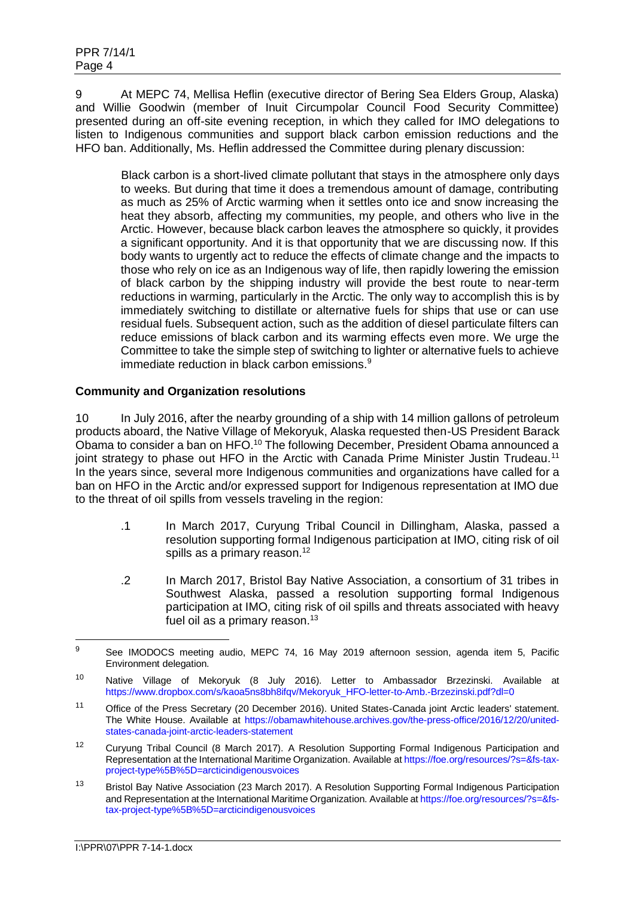9 At MEPC 74, Mellisa Heflin (executive director of Bering Sea Elders Group, Alaska) and Willie Goodwin (member of Inuit Circumpolar Council Food Security Committee) presented during an off-site evening reception, in which they called for IMO delegations to listen to Indigenous communities and support black carbon emission reductions and the HFO ban. Additionally, Ms. Heflin addressed the Committee during plenary discussion:

> Black carbon is a short-lived climate pollutant that stays in the atmosphere only days to weeks. But during that time it does a tremendous amount of damage, contributing as much as 25% of Arctic warming when it settles onto ice and snow increasing the heat they absorb, affecting my communities, my people, and others who live in the Arctic. However, because black carbon leaves the atmosphere so quickly, it provides a significant opportunity. And it is that opportunity that we are discussing now. If this body wants to urgently act to reduce the effects of climate change and the impacts to those who rely on ice as an Indigenous way of life, then rapidly lowering the emission of black carbon by the shipping industry will provide the best route to near-term reductions in warming, particularly in the Arctic. The only way to accomplish this is by immediately switching to distillate or alternative fuels for ships that use or can use residual fuels. Subsequent action, such as the addition of diesel particulate filters can reduce emissions of black carbon and its warming effects even more. We urge the Committee to take the simple step of switching to lighter or alternative fuels to achieve immediate reduction in black carbon emissions.[9]

**Community and Organization resolutions**

10 In July 2016, after the nearby grounding of a ship with 14 million gallons of petroleum products aboard, the Native Village of Mekoryuk, Alaska requested then-US President Barack Obama to consider a ban on HFO.[10] The following December, President Obama announced a joint strategy to phase out HFO in the Arctic with Canada Prime Minister Justin Trudeau.[11] In the years since, several more Indigenous communities and organizations have called for a ban on HFO in the Arctic and/or expressed support for Indigenous representation at IMO due to the threat of oil spills from vessels traveling in the region:

.1 In March 2017, Curyung Tribal Council in Dillingham, Alaska, passed a resolution supporting formal Indigenous participation at IMO, citing risk of oil spills as a primary reason.[12]

.2 In March 2017, Bristol Bay Native Association, a consortium of 31 tribes in Southwest Alaska, passed a resolution supporting formal Indigenous participation at IMO, citing risk of oil spills and threats associated with heavy fuel oil as a primary reason.[13]

---

[9] See IMODOCS meeting audio, MEPC 74, 16 May 2019 afternoon session, agenda item 5, Pacific Environment delegation.

[10] Native Village of Mekoryuk (8 July 2016). Letter to Ambassador Brzezinski. Available at https://www.dropbox.com/s/kaoa5ns8bh8ifqv/Mekoryuk_HFO-letter-to-Amb.-Brzezinski.pdf?dl=0

[11] Office of the Press Secretary (20 December 2016). United States-Canada joint Arctic leaders' statement. The White House. Available at https://obamawhitehouse.archives.gov/the-press-office/2016/12/20/united-states-canada-joint-arctic-leaders-statement

[12] Curyung Tribal Council (8 March 2017). A Resolution Supporting Formal Indigenous Participation and Representation at the International Maritime Organization. Available at https://foe.org/resources/?s=&fs-tax-project-type%5B%5D=arcticindigenousvoices

[13] Bristol Bay Native Association (23 March 2017). A Resolution Supporting Formal Indigenous Participation and Representation at the International Maritime Organization. Available at https://foe.org/resources/?s=&fs-tax-project-type%5B%5D=arcticindigenousvoices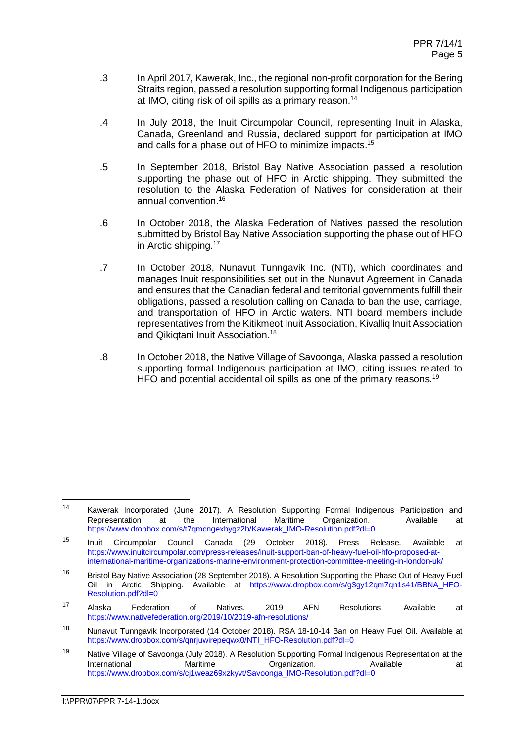.3 In April 2017, Kawerak, Inc., the regional non-profit corporation for the Bering Straits region, passed a resolution supporting formal Indigenous participation at IMO, citing risk of oil spills as a primary reason.[14]

.4 In July 2018, the Inuit Circumpolar Council, representing Inuit in Alaska, Canada, Greenland and Russia, declared support for participation at IMO and calls for a phase out of HFO to minimize impacts.[15]

.5 In September 2018, Bristol Bay Native Association passed a resolution supporting the phase out of HFO in Arctic shipping. They submitted the resolution to the Alaska Federation of Natives for consideration at their annual convention.[16]

.6 In October 2018, the Alaska Federation of Natives passed the resolution submitted by Bristol Bay Native Association supporting the phase out of HFO in Arctic shipping.[17]

.7 In October 2018, Nunavut Tunngavik Inc. (NTI), which coordinates and manages Inuit responsibilities set out in the Nunavut Agreement in Canada and ensures that the Canadian federal and territorial governments fulfill their obligations, passed a resolution calling on Canada to ban the use, carriage, and transportation of HFO in Arctic waters. NTI board members include representatives from the Kitikmeot Inuit Association, Kivalliq Inuit Association and Qikiqtani Inuit Association.[18]

.8 In October 2018, the Native Village of Savoonga, Alaska passed a resolution supporting formal Indigenous participation at IMO, citing issues related to HFO and potential accidental oil spills as one of the primary reasons.[19]

---

[14] Kawerak Incorporated (June 2017). A Resolution Supporting Formal Indigenous Participation and Representation at the International Maritime Organization. Available at https://www.dropbox.com/s/t7qmcngexbygz2b/Kawerak_IMO-Resolution.pdf?dl=0

[15] Inuit Circumpolar Council Canada (29 October 2018). Press Release. Available at https://www.inuitcircumpolar.com/press-releases/inuit-support-ban-of-heavy-fuel-oil-hfo-proposed-at-international-maritime-organizations-marine-environment-protection-committee-meeting-in-london-uk/

[16] Bristol Bay Native Association (28 September 2018). A Resolution Supporting the Phase Out of Heavy Fuel Oil in Arctic Shipping. Available at https://www.dropbox.com/s/g3gy12qm7qn1s41/BBNA_HFO-Resolution.pdf?dl=0

[17] Alaska Federation of Natives. 2019 AFN Resolutions. Available at https://www.nativefederation.org/2019/10/2019-afn-resolutions/

[18] Nunavut Tunngavik Incorporated (14 October 2018). RSA 18-10-14 Ban on Heavy Fuel Oil. Available at https://www.dropbox.com/s/qnrjuwirepeqwx0/NTI_HFO-Resolution.pdf?dl=0

[19] Native Village of Savoonga (July 2018). A Resolution Supporting Formal Indigenous Representation at the International Maritime Organization. Available at https://www.dropbox.com/s/cj1weaz69xzkyvt/Savoonga_IMO-Resolution.pdf?dl=0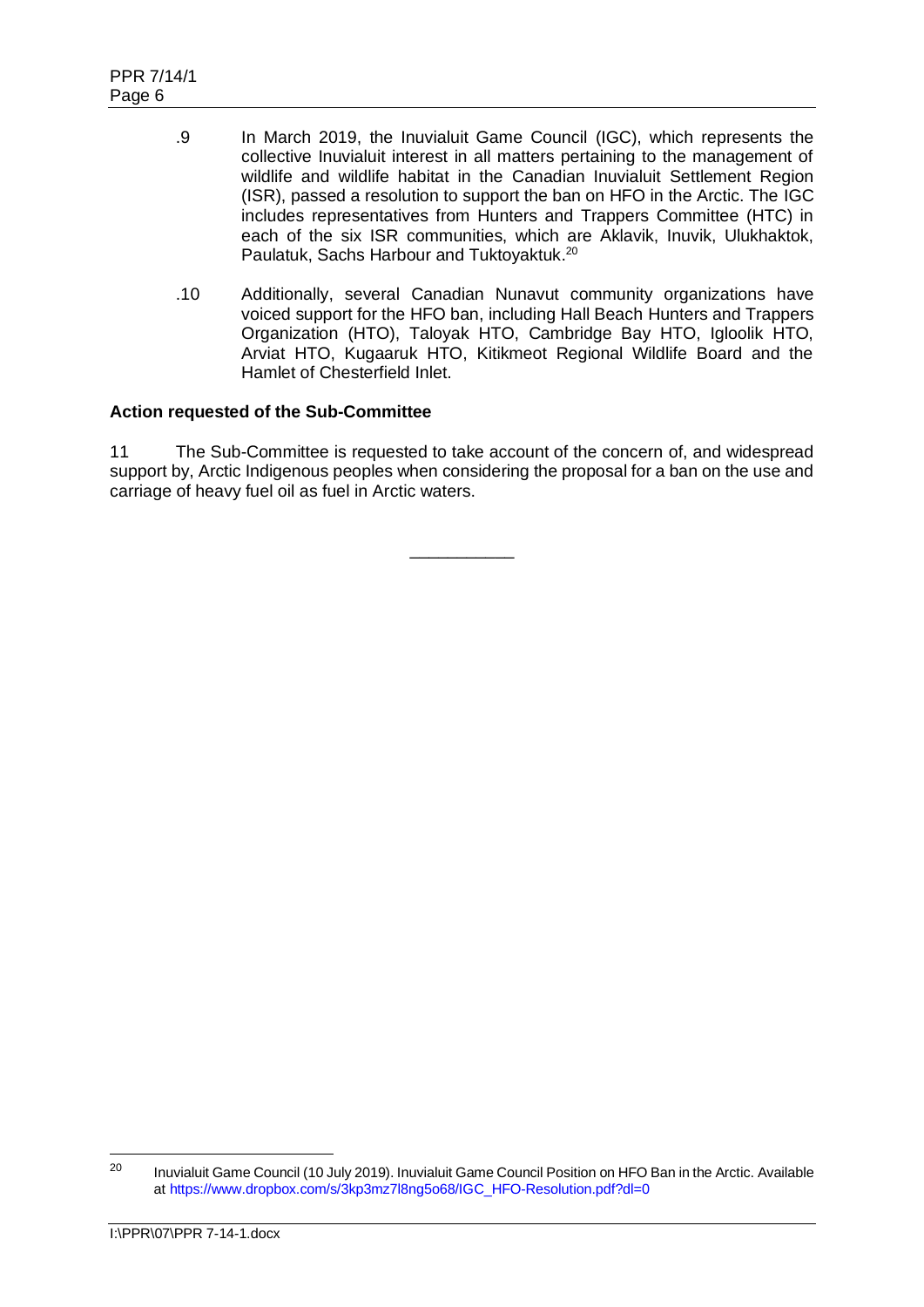.9 In March 2019, the Inuvialuit Game Council (IGC), which represents the collective Inuvialuit interest in all matters pertaining to the management of wildlife and wildlife habitat in the Canadian Inuvialuit Settlement Region (ISR), passed a resolution to support the ban on HFO in the Arctic. The IGC includes representatives from Hunters and Trappers Committee (HTC) in each of the six ISR communities, which are Aklavik, Inuvik, Ulukhaktok, Paulatuk, Sachs Harbour and Tuktoyaktuk.[20]

.10 Additionally, several Canadian Nunavut community organizations have voiced support for the HFO ban, including Hall Beach Hunters and Trappers Organization (HTO), Taloyak HTO, Cambridge Bay HTO, Igloolik HTO, Arviat HTO, Kugaaruk HTO, Kitikmeot Regional Wildlife Board and the Hamlet of Chesterfield Inlet.

**Action requested of the Sub-Committee**

11 The Sub-Committee is requested to take account of the concern of, and widespread support by, Arctic Indigenous peoples when considering the proposal for a ban on the use and carriage of heavy fuel oil as fuel in Arctic waters.

___________

[20] Inuvialuit Game Council (10 July 2019). Inuvialuit Game Council Position on HFO Ban in the Arctic. Available at https://www.dropbox.com/s/3kp3mz7l8ng5o68/IGC_HFO-Resolution.pdf?dl=0